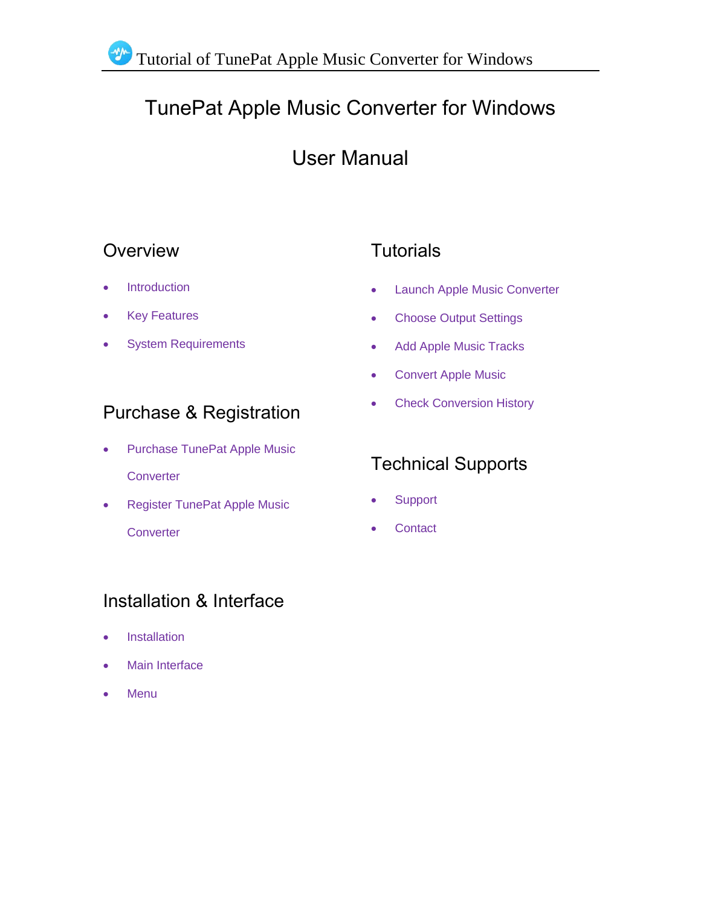# TunePat Apple Music Converter for Windows

# User Manual

## Overview

- Introduction
- Key Features
- System Requirements

## Purchase & Registration

- Purchase TunePat Apple Music Converter
- Register TunePat Apple Music Converter

## Installation & Interface

- Installation
- Main Interface
- Menu

## Tutorials

- Launch Apple Music Converter
- Choose Output Settings
- Add Apple Music Tracks
- Convert Apple Music
- Check Conversion History

## Technical Supports

- Support
- Contact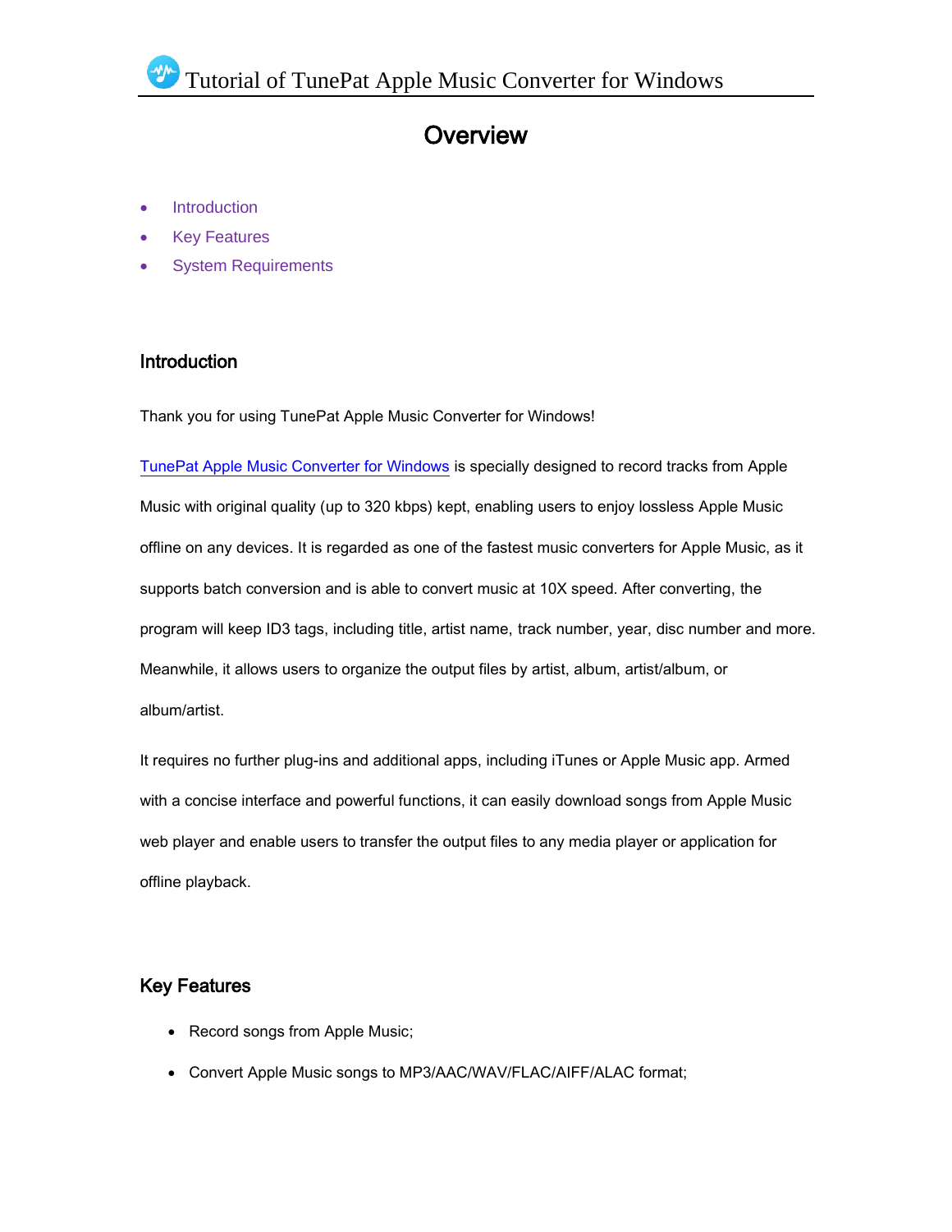# Overview

- Introduction
- Key Features
- System Requirements

## Introduction

Thank you for using TunePat Apple Music Converter for Windows!

TunePat Apple Music Converter for Windows is specially designed to record tracks from Apple Music with original quality (up to 320 kbps) kept, enabling users to enjoy lossless Apple Music offline on any devices. It is regarded as one of the fastest music converters for Apple Music, as it supports batch conversion and is able to convert music at 10X speed. After converting, the program will keep ID3 tags, including title, artist name, track number, year, disc number and more. Meanwhile, it allows users to organize the output files by artist, album, artist/album, or album/artist.

It requires no further plug-ins and additional apps, including iTunes or Apple Music app. Armed with a concise interface and powerful functions, it can easily download songs from Apple Music web player and enable users to transfer the output files to any media player or application for offline playback.

## Key Features

- Record songs from Apple Music;
- Convert Apple Music songs to MP3/AAC/WAV/FLAC/AIFF/ALAC format;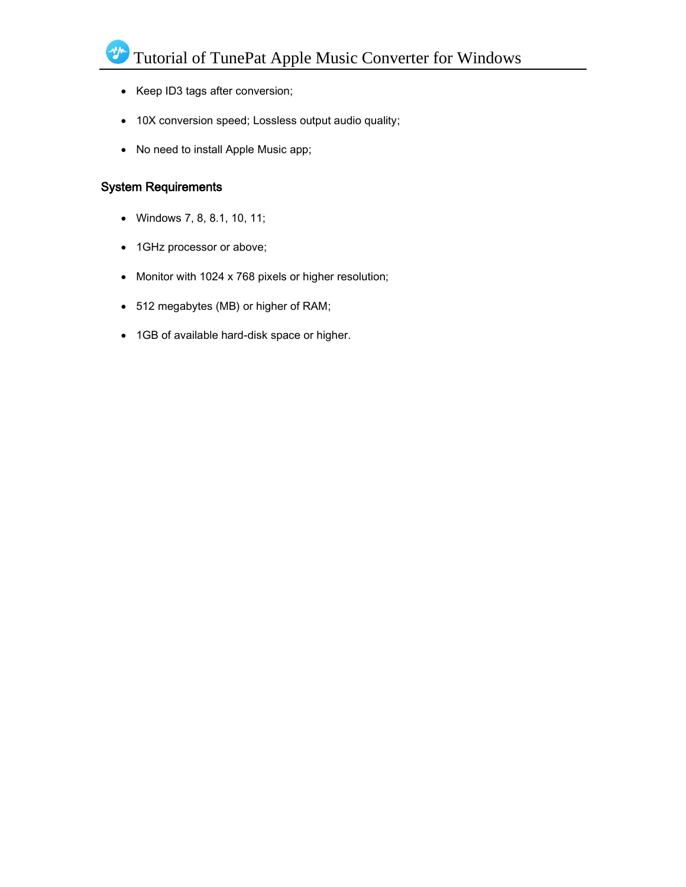- Keep ID3 tags after conversion;
- 10X conversion speed; Lossless output audio quality;
- No need to install Apple Music app;

### System Requirements

- Windows 7, 8, 8.1, 10, 11;
- 1GHz processor or above;
- Monitor with 1024 x 768 pixels or higher resolution;
- 512 megabytes (MB) or higher of RAM;
- 1GB of available hard-disk space or higher.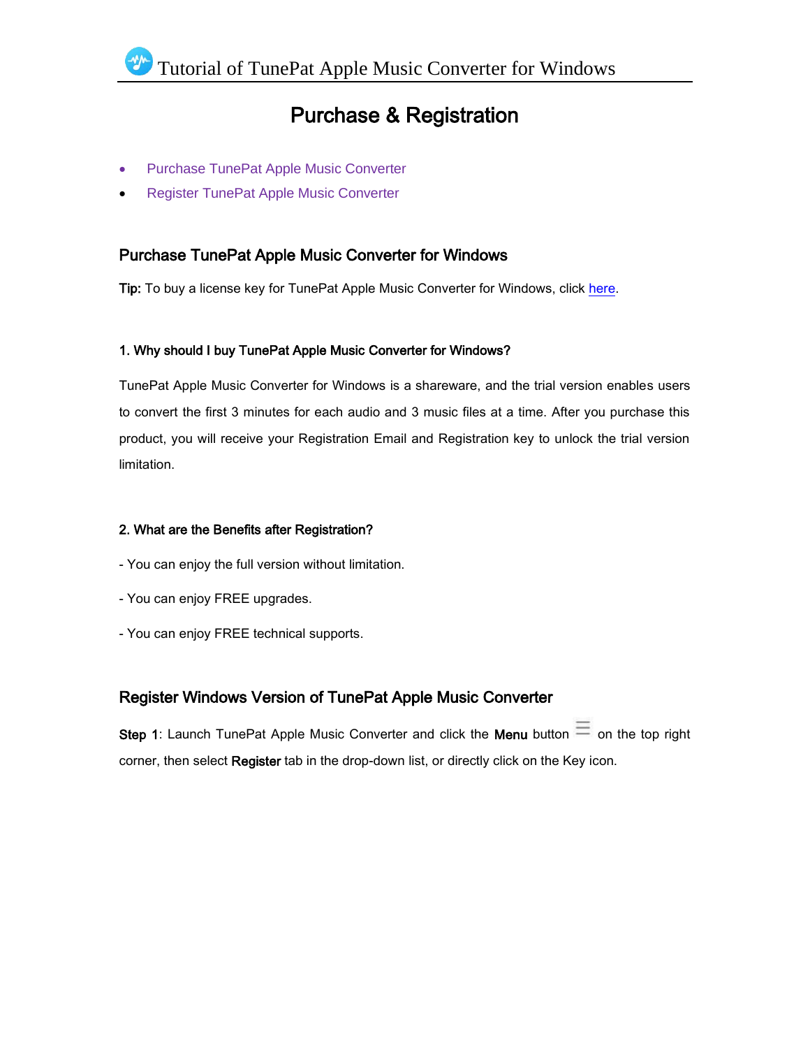# Purchase & Registration

- Purchase TunePat Apple Music Converter
- Register TunePat Apple Music Converter

## Purchase TunePat Apple Music Converter for Windows

**Tip:** To buy a license key for TunePat Apple Music Converter for Windows, click here.

### 1. Why should I buy TunePat Apple Music Converter for Windows?

TunePat Apple Music Converter for Windows is a shareware, and the trial version enables users to convert the first 3 minutes for each audio and 3 music files at a time. After you purchase this product, you will receive your Registration Email and Registration key to unlock the trial version limitation.

### 2. What are the Benefits after Registration?

- You can enjoy the full version without limitation.

- You can enjoy FREE upgrades.

- You can enjoy FREE technical supports.

## Register Windows Version of TunePat Apple Music Converter

**Step 1**: Launch TunePat Apple Music Converter and click the **Menu** button ☰ on the top right corner, then select **Register** tab in the drop-down list, or directly click on the Key icon.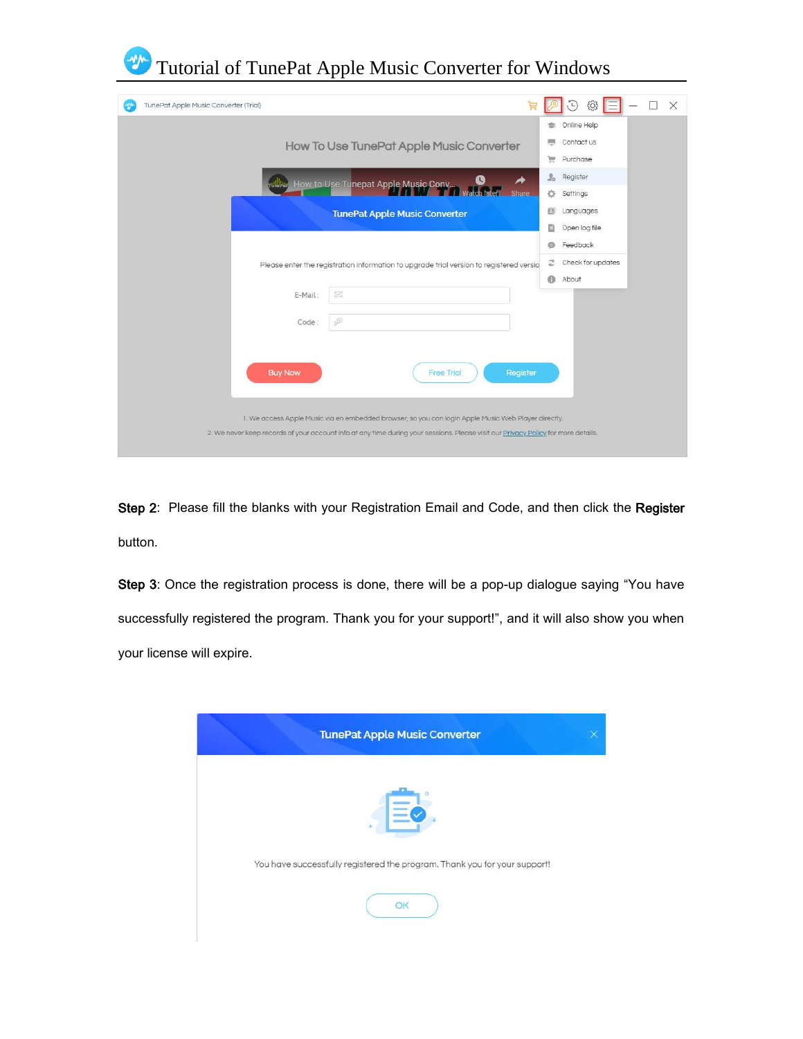**Step 2**: Please fill the blanks with your Registration Email and Code, and then click the **Register** button.

**Step 3**: Once the registration process is done, there will be a pop-up dialogue saying "You have successfully registered the program. Thank you for your support!", and it will also show you when your license will expire.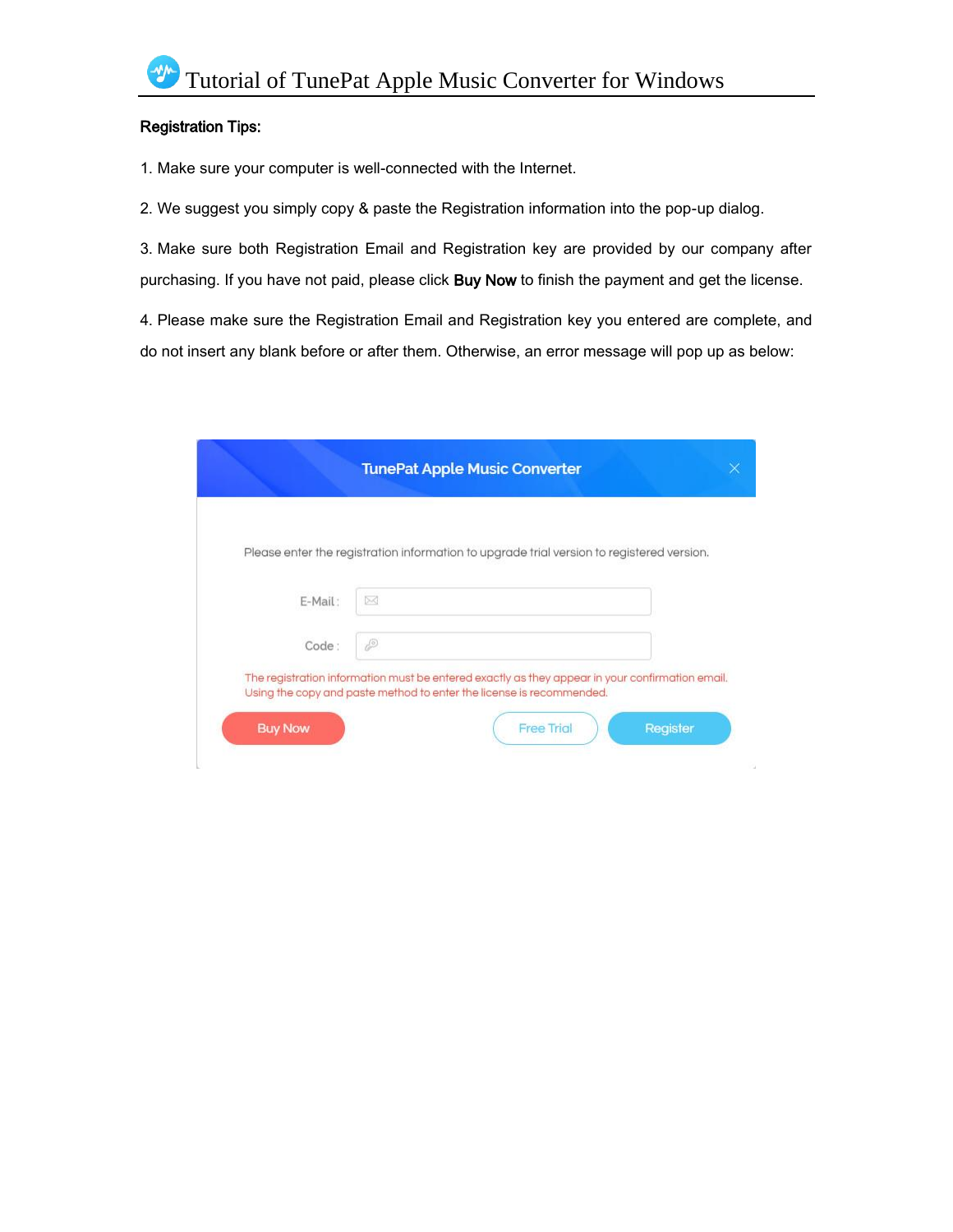**Registration Tips:**

1. Make sure your computer is well-connected with the Internet.

2. We suggest you simply copy & paste the Registration information into the pop-up dialog.

3. Make sure both Registration Email and Registration key are provided by our company after purchasing. If you have not paid, please click **Buy Now** to finish the payment and get the license.

4. Please make sure the Registration Email and Registration key you entered are complete, and do not insert any blank before or after them. Otherwise, an error message will pop up as below:

TunePat Apple Music Converter

Please enter the registration information to upgrade trial version to registered version.

E-Mail :

Code :

The registration information must be entered exactly as they appear in your confirmation email.
Using the copy and paste method to enter the license is recommended.

Buy Now

Free Trial

Register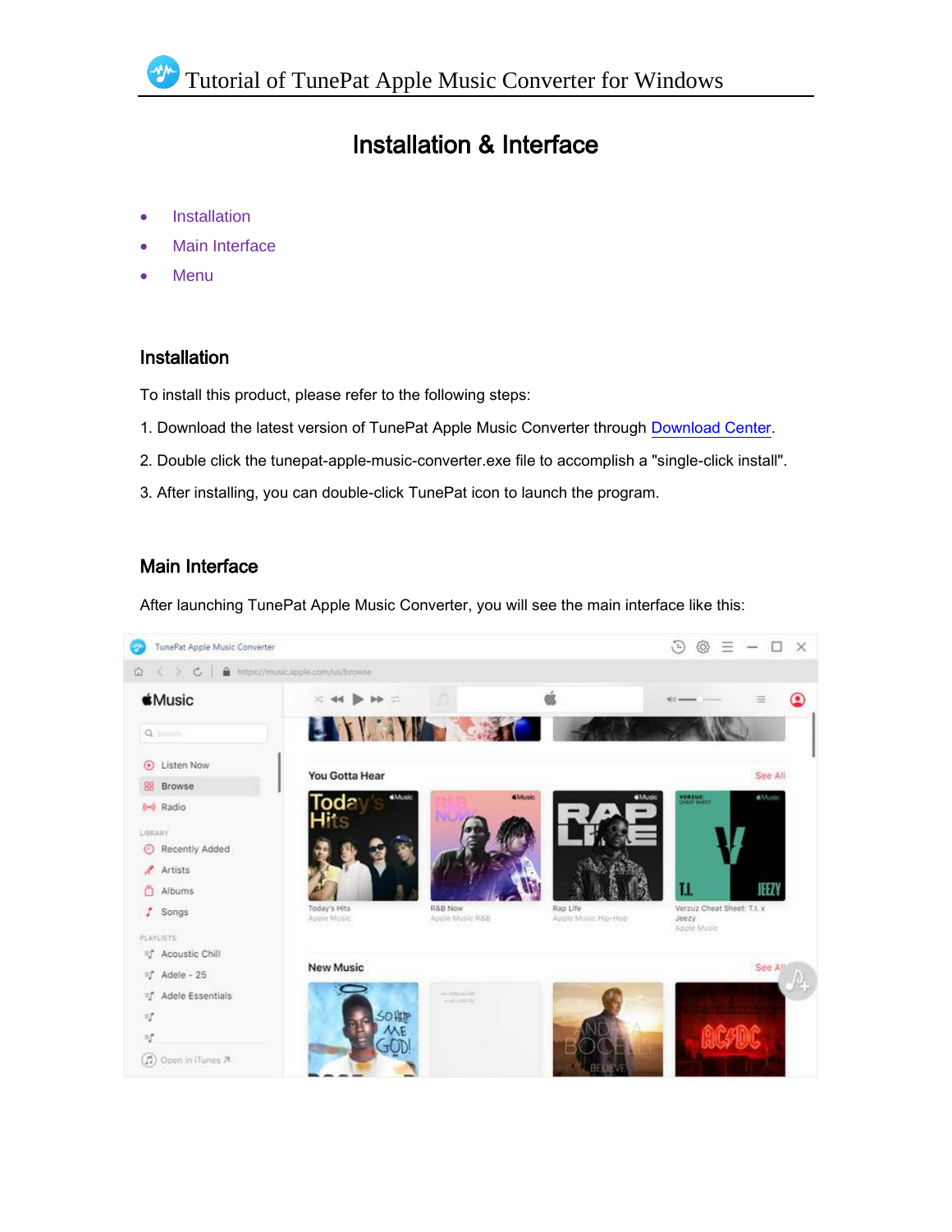# Installation & Interface

- Installation
- Main Interface
- Menu

## Installation

To install this product, please refer to the following steps:

1. Download the latest version of TunePat Apple Music Converter through Download Center.

2. Double click the tunepat-apple-music-converter.exe file to accomplish a "single-click install".

3. After installing, you can double-click TunePat icon to launch the program.

## Main Interface

After launching TunePat Apple Music Converter, you will see the main interface like this: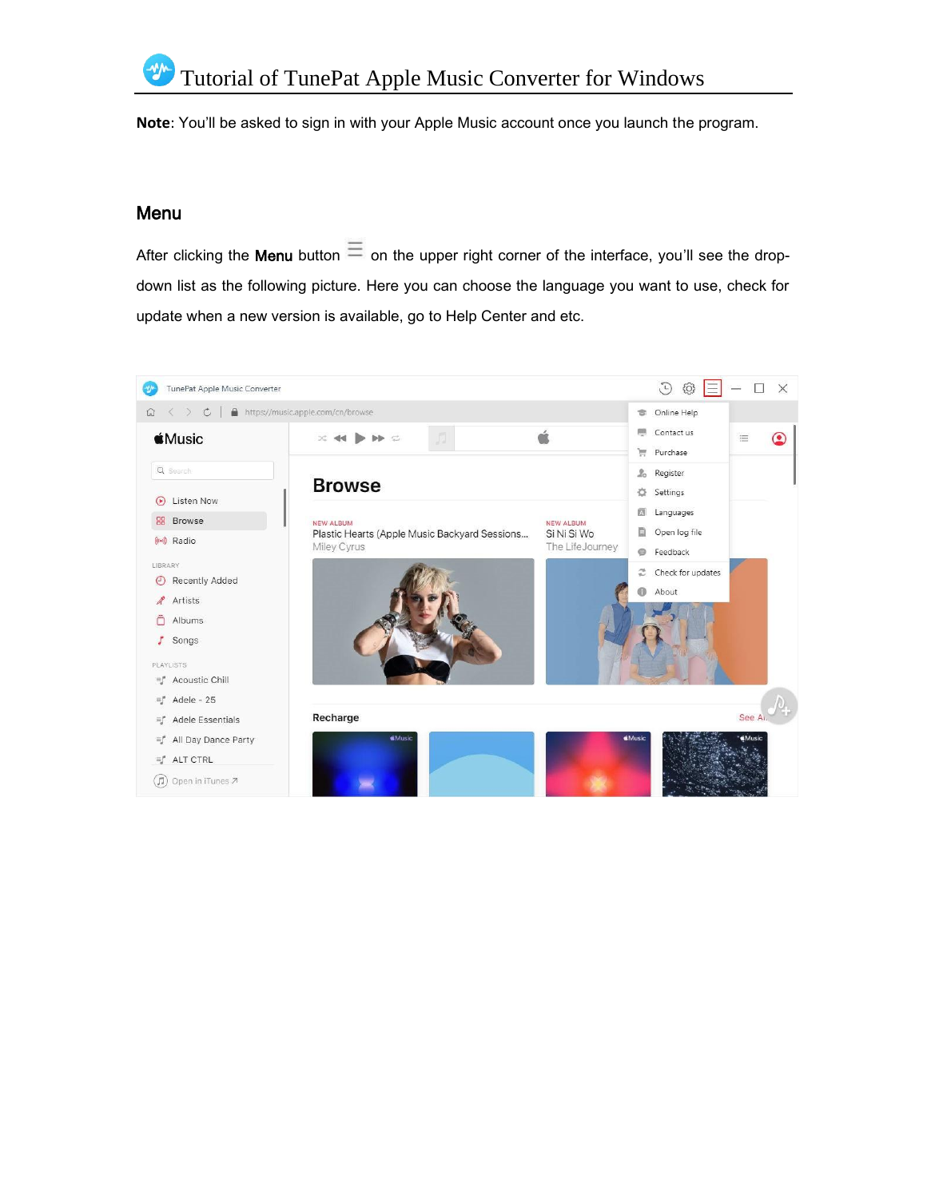**Note**: You'll be asked to sign in with your Apple Music account once you launch the program.

## Menu

After clicking the **Menu** button ☰ on the upper right corner of the interface, you'll see the drop-down list as the following picture. Here you can choose the language you want to use, check for update when a new version is available, go to Help Center and etc.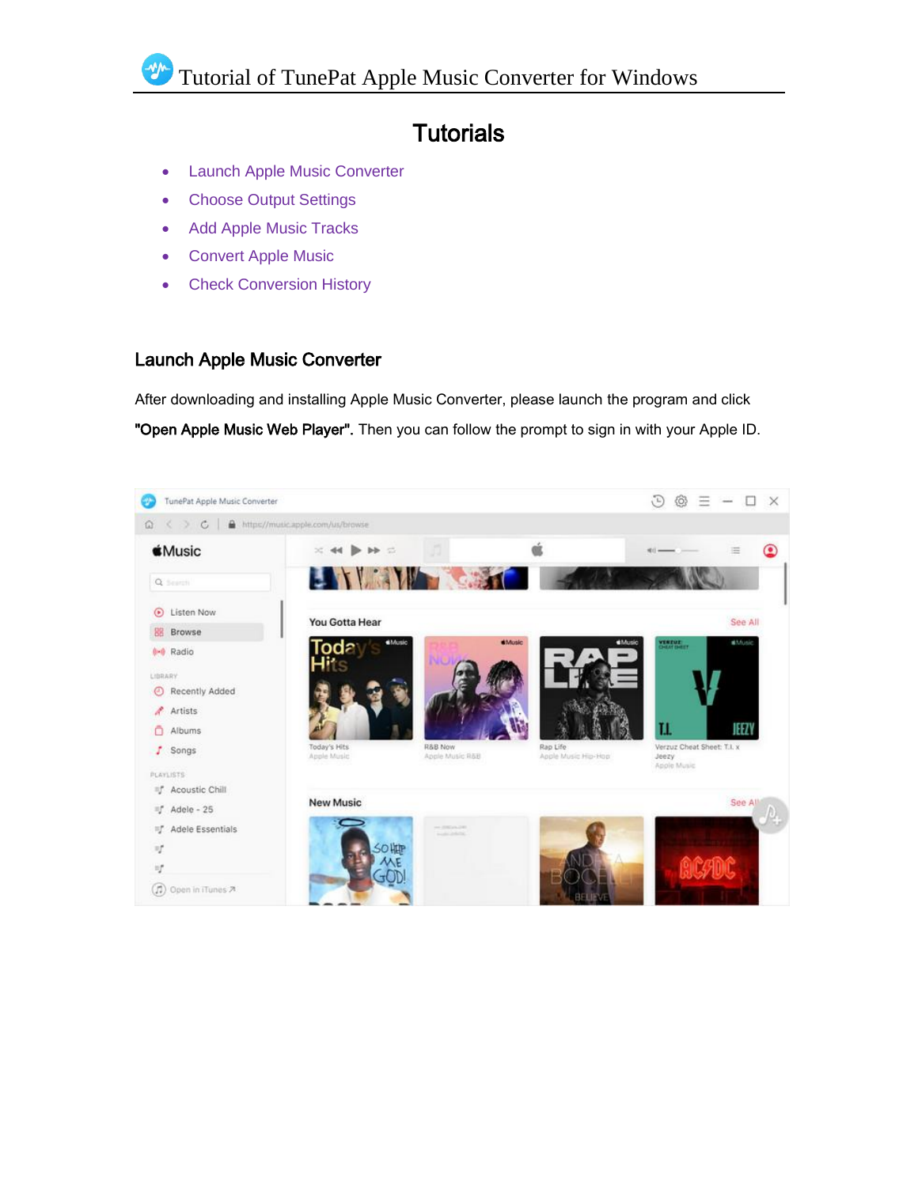# Tutorials

- Launch Apple Music Converter
- Choose Output Settings
- Add Apple Music Tracks
- Convert Apple Music
- Check Conversion History

## Launch Apple Music Converter

After downloading and installing Apple Music Converter, please launch the program and click **"Open Apple Music Web Player".** Then you can follow the prompt to sign in with your Apple ID.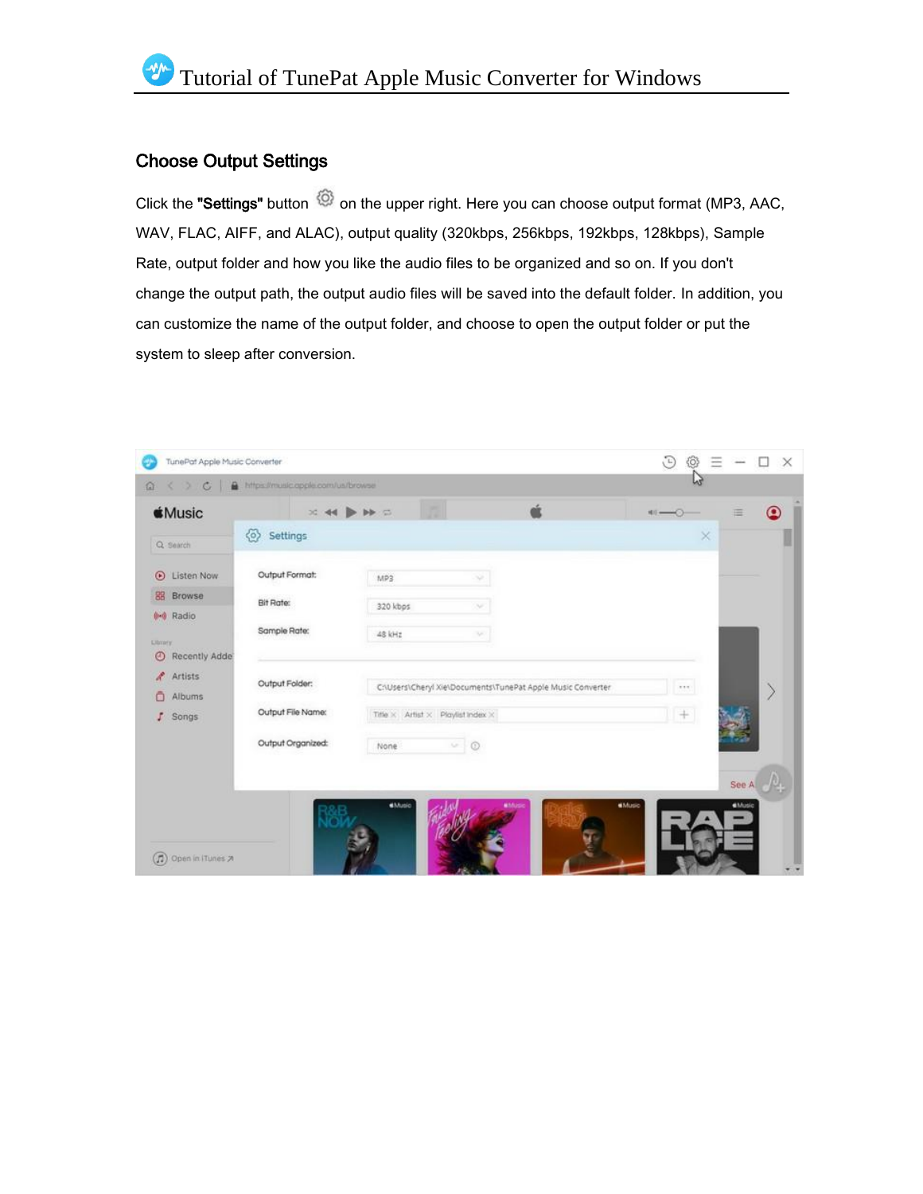## Choose Output Settings

Click the **"Settings"** button on the upper right. Here you can choose output format (MP3, AAC, WAV, FLAC, AIFF, and ALAC), output quality (320kbps, 256kbps, 192kbps, 128kbps), Sample Rate, output folder and how you like the audio files to be organized and so on. If you don't change the output path, the output audio files will be saved into the default folder. In addition, you can customize the name of the output folder, and choose to open the output folder or put the system to sleep after conversion.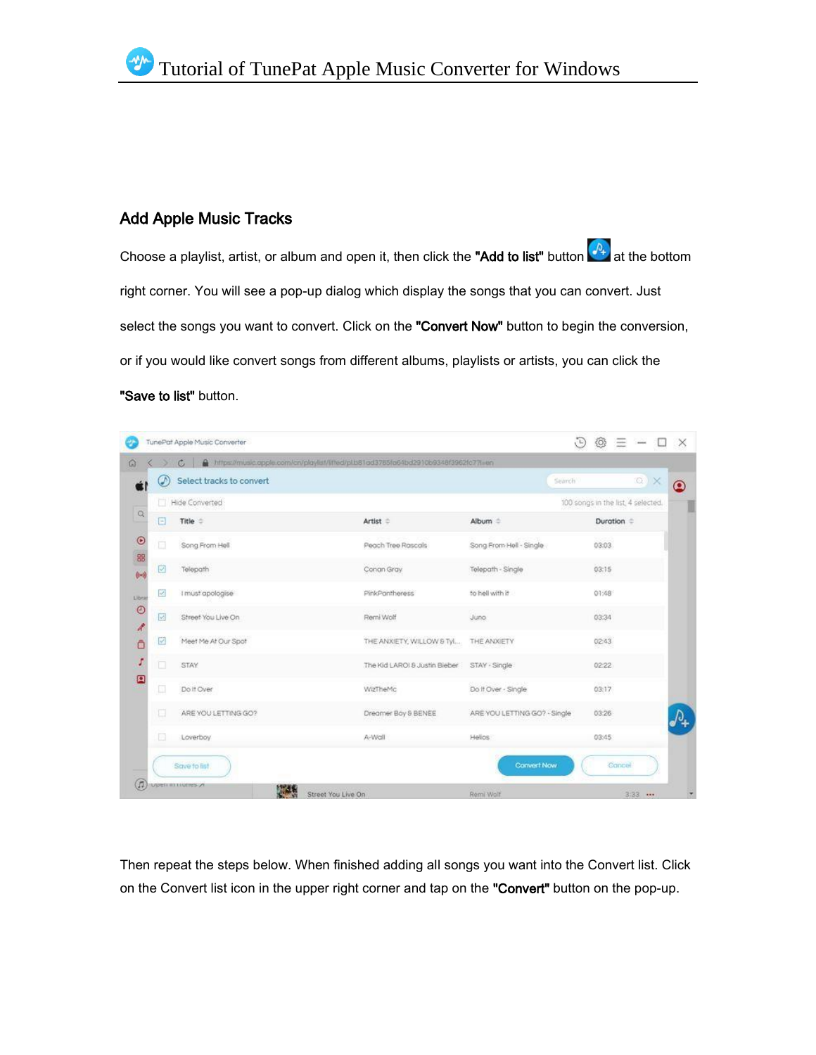## Add Apple Music Tracks

Choose a playlist, artist, or album and open it, then click the **"Add to list"** button at the bottom right corner. You will see a pop-up dialog which display the songs that you can convert. Just select the songs you want to convert. Click on the **"Convert Now"** button to begin the conversion, or if you would like convert songs from different albums, playlists or artists, you can click the **"Save to list"** button.

Then repeat the steps below. When finished adding all songs you want into the Convert list. Click on the Convert list icon in the upper right corner and tap on the **"Convert"** button on the pop-up.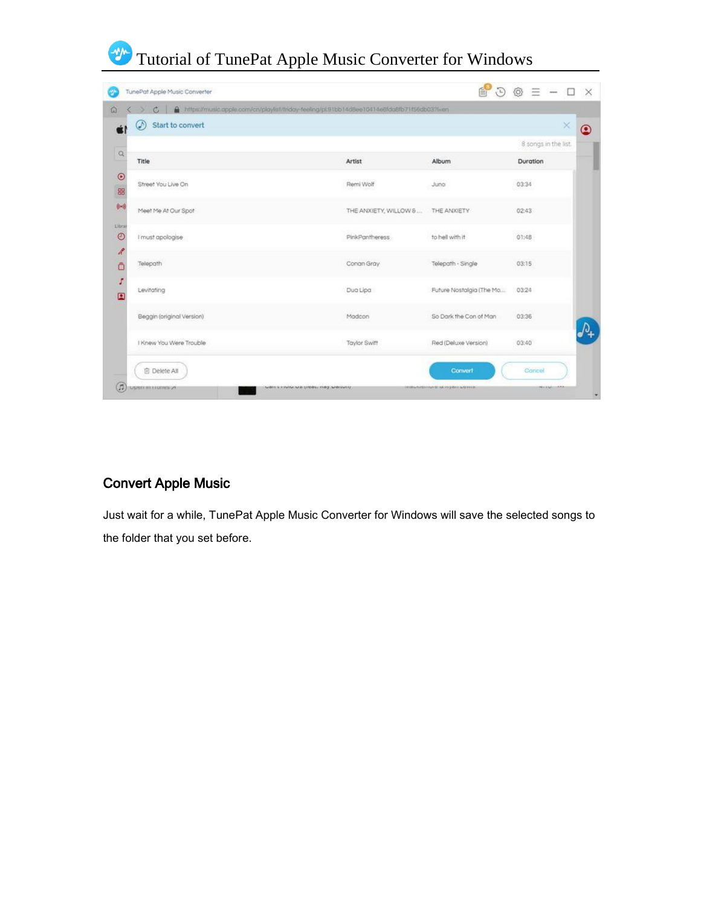## Convert Apple Music

Just wait for a while, TunePat Apple Music Converter for Windows will save the selected songs to the folder that you set before.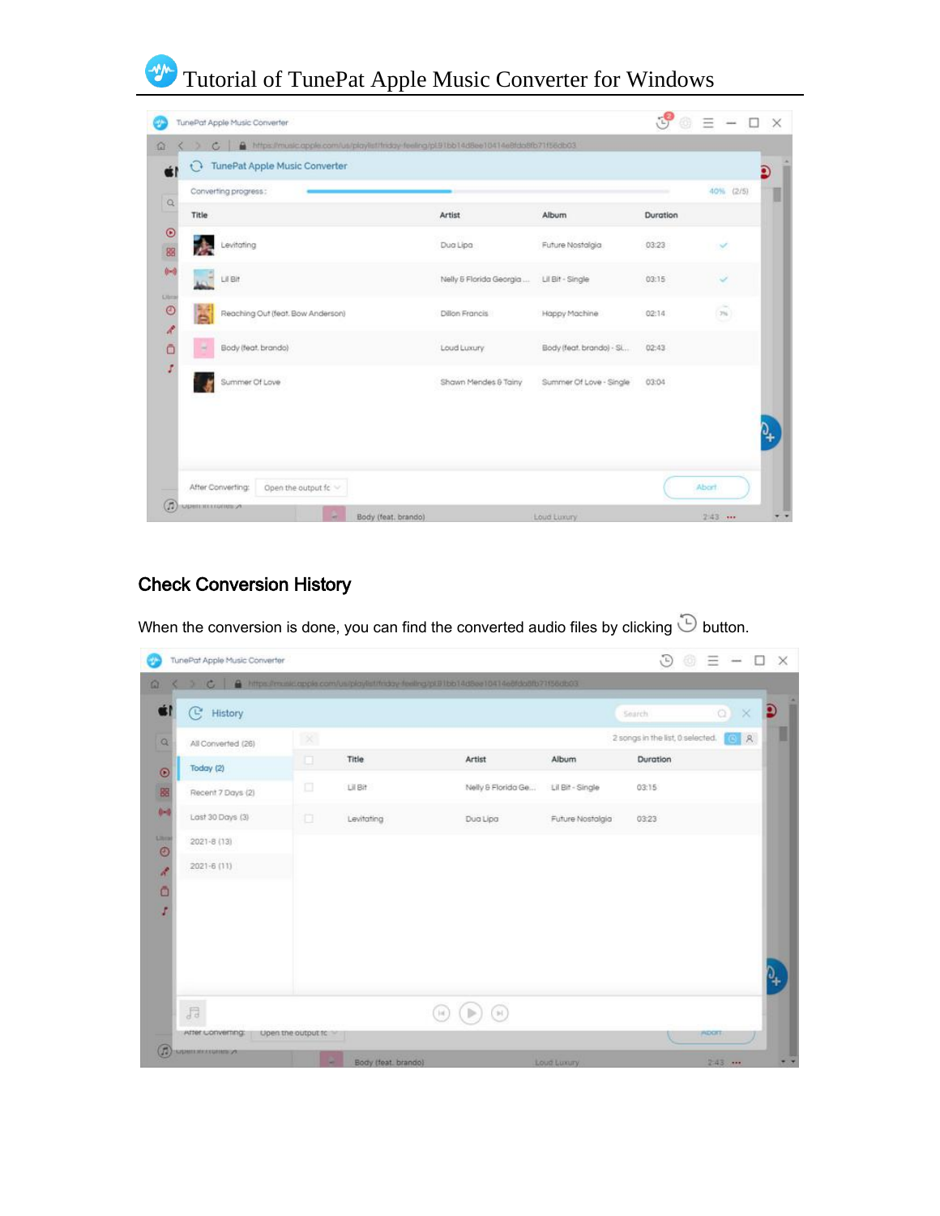# Tutorial of TunePat Apple Music Converter for Windows

## Check Conversion History

When the conversion is done, you can find the converted audio files by clicking button.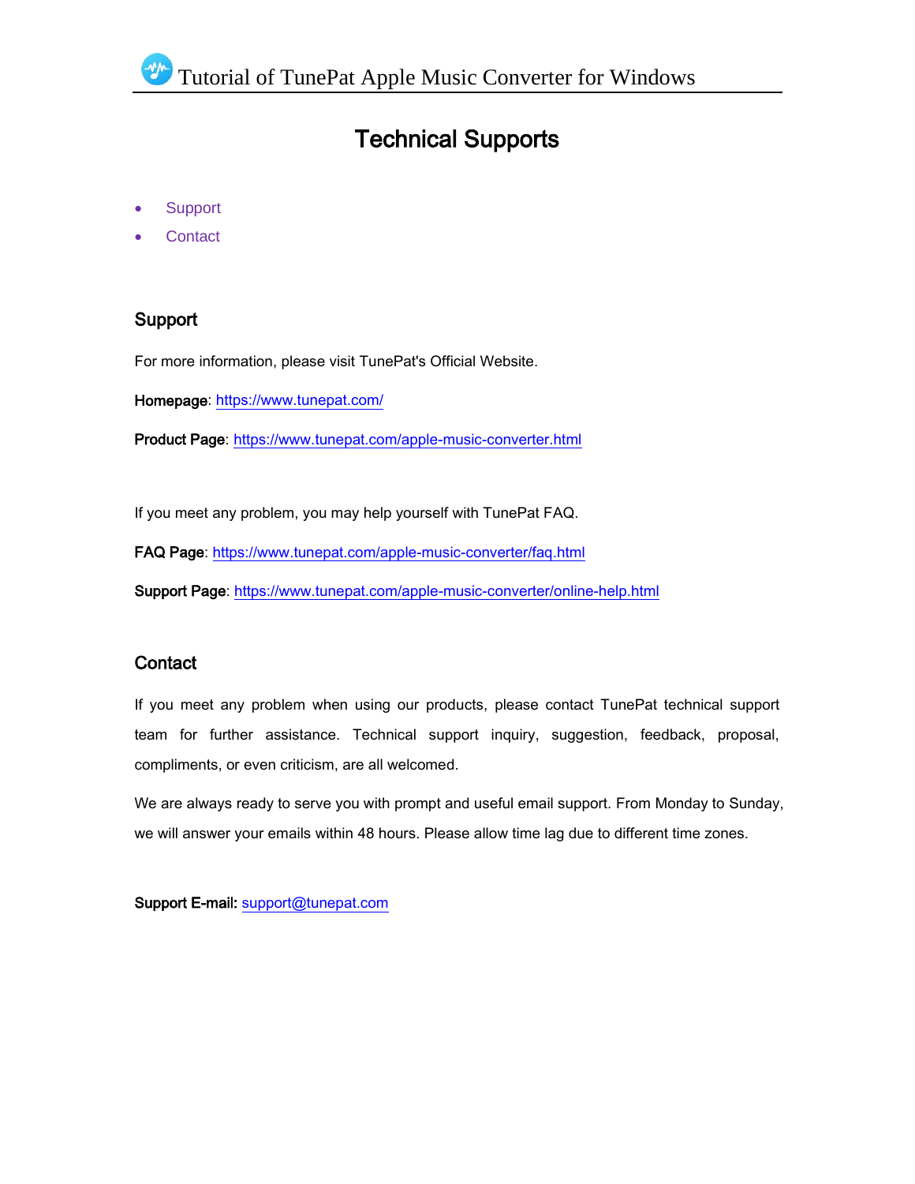# Technical Supports

- Support
- Contact

## Support

For more information, please visit TunePat's Official Website.

**Homepage**: https://www.tunepat.com/

**Product Page**: https://www.tunepat.com/apple-music-converter.html

If you meet any problem, you may help yourself with TunePat FAQ.

**FAQ Page**: https://www.tunepat.com/apple-music-converter/faq.html

**Support Page**: https://www.tunepat.com/apple-music-converter/online-help.html

## Contact

If you meet any problem when using our products, please contact TunePat technical support team for further assistance. Technical support inquiry, suggestion, feedback, proposal, compliments, or even criticism, are all welcomed.

We are always ready to serve you with prompt and useful email support. From Monday to Sunday, we will answer your emails within 48 hours. Please allow time lag due to different time zones.

**Support E-mail:** support@tunepat.com